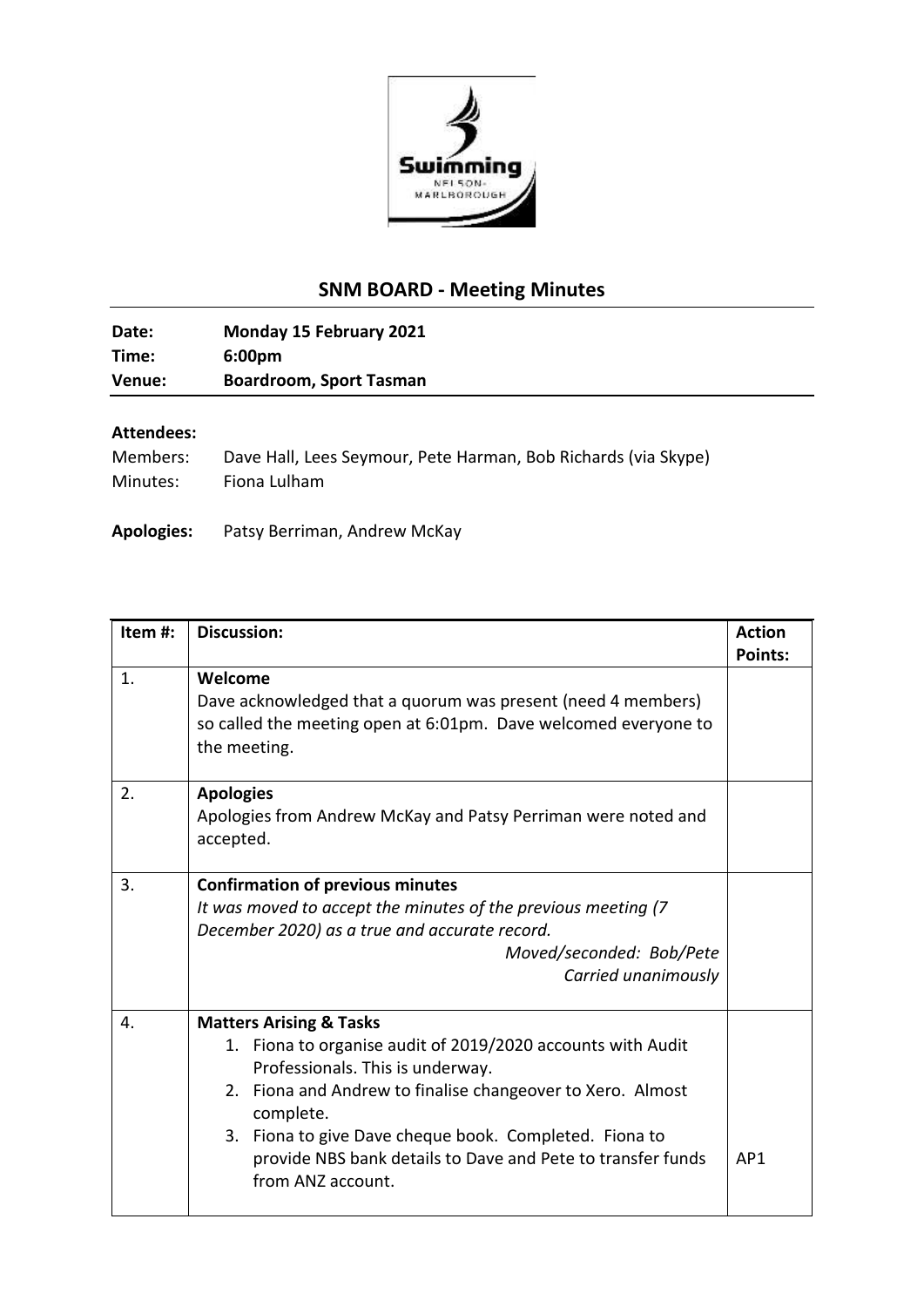## SNM BOARD - Meeting Minutes

**Date:** Monday 15 February 2021
**Time:** 6:00pm
**Venue:** Boardroom, Sport Tasman

**Attendees:**

Members: Dave Hall, Lees Seymour, Pete Harman, Bob Richards (via Skype)
Minutes: Fiona Lulham

**Apologies:** Patsy Berriman, Andrew McKay

| Item #: | Discussion: | Action Points: |
|---|---|---|
| 1. | **Welcome**<br>Dave acknowledged that a quorum was present (need 4 members) so called the meeting open at 6:01pm. Dave welcomed everyone to the meeting. | |
| 2. | **Apologies**<br>Apologies from Andrew McKay and Patsy Perriman were noted and accepted. | |
| 3. | **Confirmation of previous minutes**<br>*It was moved to accept the minutes of the previous meeting (7 December 2020) as a true and accurate record.*<br>*Moved/seconded: Bob/Pete*<br>*Carried unanimously* | |
| 4. | **Matters Arising & Tasks**<br>1. Fiona to organise audit of 2019/2020 accounts with Audit Professionals. This is underway.<br>2. Fiona and Andrew to finalise changeover to Xero. Almost complete.<br>3. Fiona to give Dave cheque book. Completed. Fiona to provide NBS bank details to Dave and Pete to transfer funds from ANZ account. | AP1 |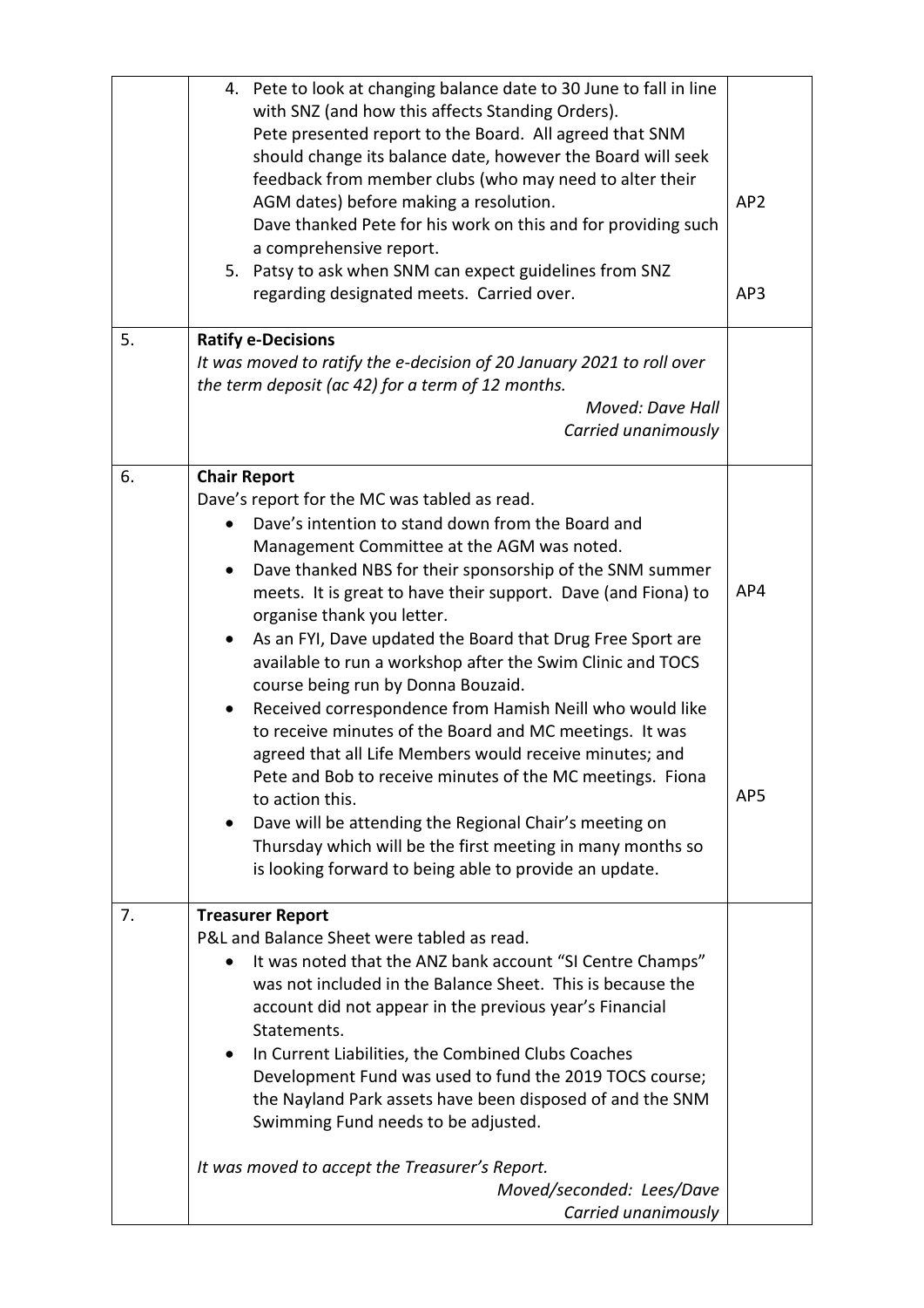| | | |
|---|---|---|
| | 4. Pete to look at changing balance date to 30 June to fall in line with SNZ (and how this affects Standing Orders).<br>Pete presented report to the Board. All agreed that SNM should change its balance date, however the Board will seek feedback from member clubs (who may need to alter their AGM dates) before making a resolution.<br>Dave thanked Pete for his work on this and for providing such a comprehensive report.<br>5. Patsy to ask when SNM can expect guidelines from SNZ regarding designated meets. Carried over. | AP2<br><br>AP3 |
| 5. | **Ratify e-Decisions**<br>*It was moved to ratify the e-decision of 20 January 2021 to roll over the term deposit (ac 42) for a term of 12 months.*<br>*Moved: Dave Hall*<br>*Carried unanimously* | |
| 6. | **Chair Report**<br>Dave's report for the MC was tabled as read.<br>• Dave's intention to stand down from the Board and Management Committee at the AGM was noted.<br>• Dave thanked NBS for their sponsorship of the SNM summer meets. It is great to have their support. Dave (and Fiona) to organise thank you letter.<br>• As an FYI, Dave updated the Board that Drug Free Sport are available to run a workshop after the Swim Clinic and TOCS course being run by Donna Bouzaid.<br>• Received correspondence from Hamish Neill who would like to receive minutes of the Board and MC meetings. It was agreed that all Life Members would receive minutes; and Pete and Bob to receive minutes of the MC meetings. Fiona to action this.<br>• Dave will be attending the Regional Chair's meeting on Thursday which will be the first meeting in many months so is looking forward to being able to provide an update. | AP4<br><br>AP5 |
| 7. | **Treasurer Report**<br>P&L and Balance Sheet were tabled as read.<br>• It was noted that the ANZ bank account "SI Centre Champs" was not included in the Balance Sheet. This is because the account did not appear in the previous year's Financial Statements.<br>• In Current Liabilities, the Combined Clubs Coaches Development Fund was used to fund the 2019 TOCS course; the Nayland Park assets have been disposed of and the SNM Swimming Fund needs to be adjusted.<br><br>*It was moved to accept the Treasurer's Report.*<br>*Moved/seconded: Lees/Dave*<br>*Carried unanimously* | |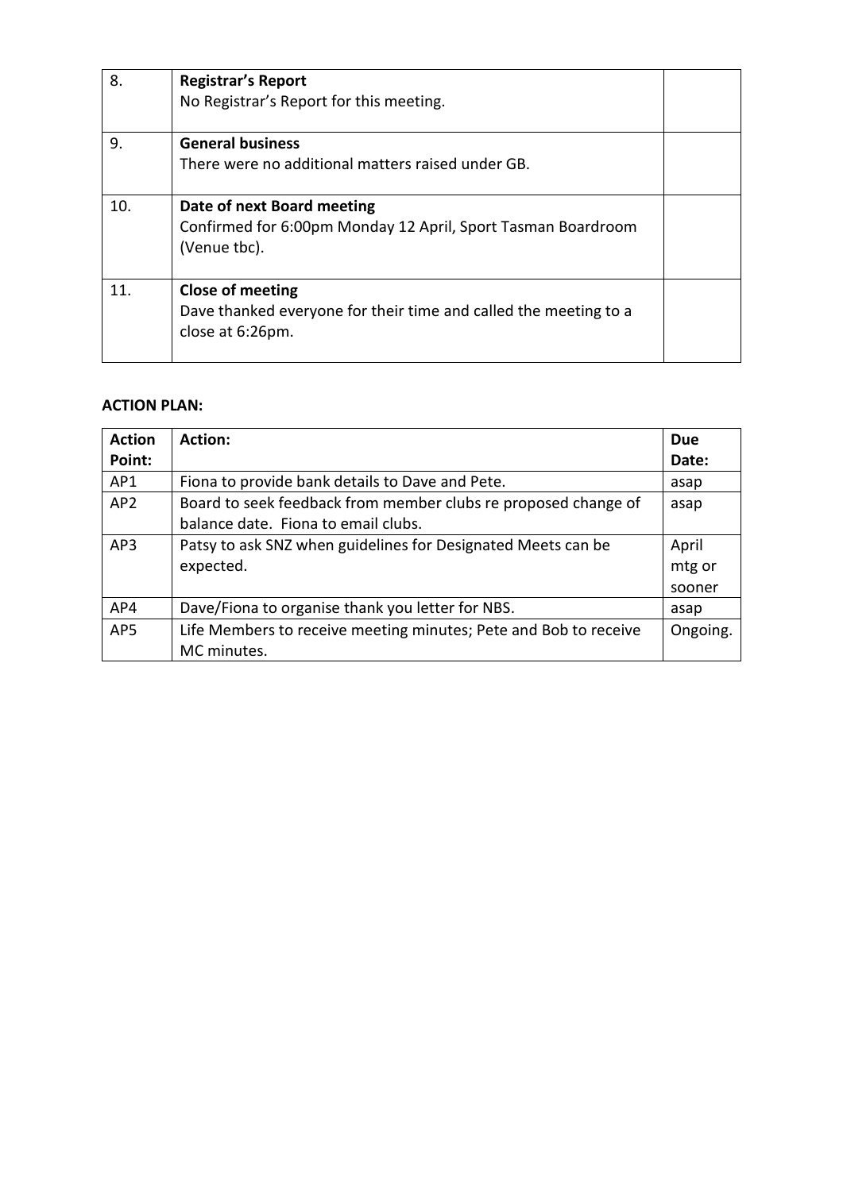| | | |
|---|---|---|
| 8. | **Registrar's Report**<br>No Registrar's Report for this meeting. | |
| 9. | **General business**<br>There were no additional matters raised under GB. | |
| 10. | **Date of next Board meeting**<br>Confirmed for 6:00pm Monday 12 April, Sport Tasman Boardroom (Venue tbc). | |
| 11. | **Close of meeting**<br>Dave thanked everyone for their time and called the meeting to a close at 6:26pm. | |

**ACTION PLAN:**

| Action Point: | Action: | Due Date: |
|---|---|---|
| AP1 | Fiona to provide bank details to Dave and Pete. | asap |
| AP2 | Board to seek feedback from member clubs re proposed change of balance date. Fiona to email clubs. | asap |
| AP3 | Patsy to ask SNZ when guidelines for Designated Meets can be expected. | April mtg or sooner |
| AP4 | Dave/Fiona to organise thank you letter for NBS. | asap |
| AP5 | Life Members to receive meeting minutes; Pete and Bob to receive MC minutes. | Ongoing. |